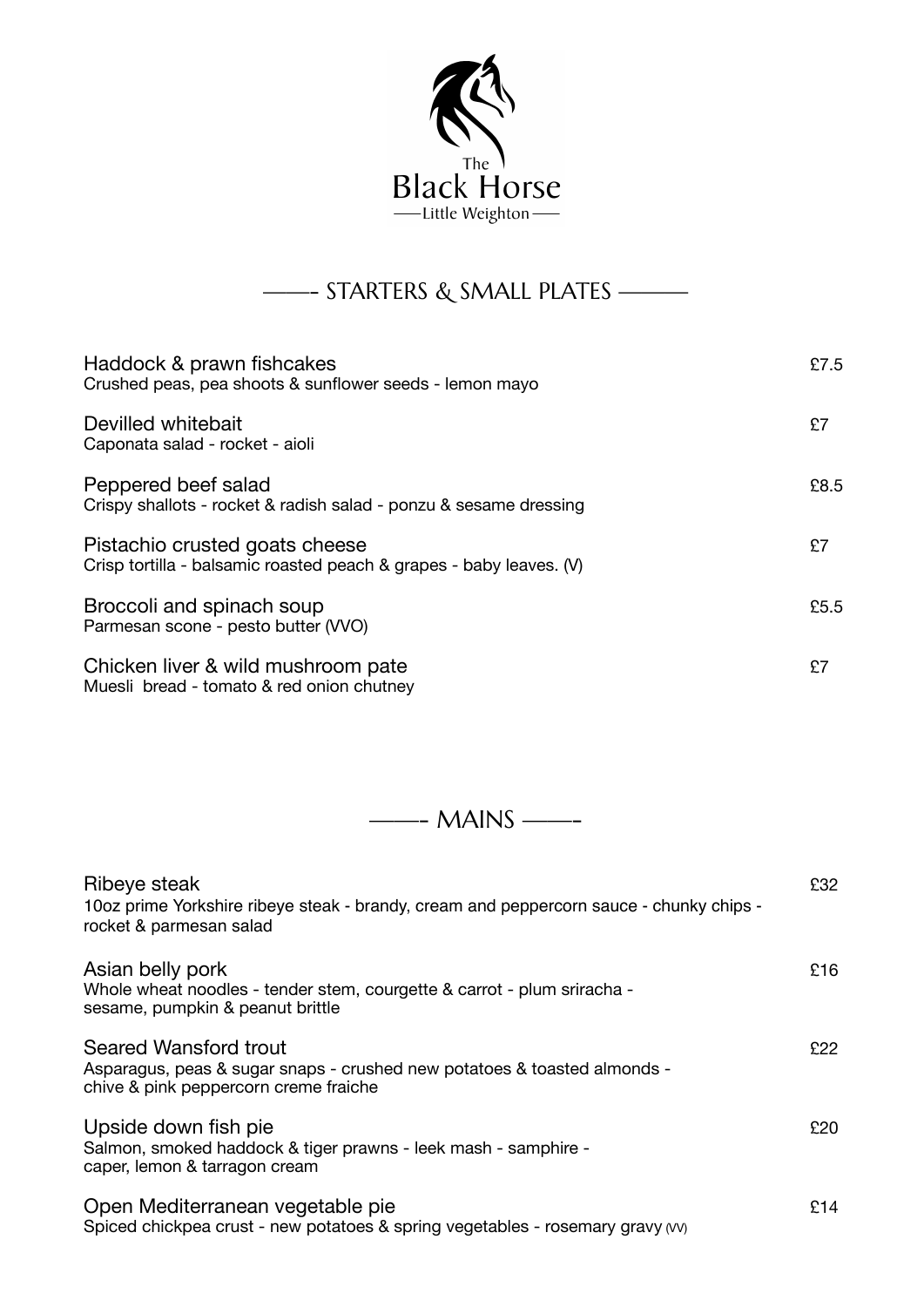# The Black Horse

Little Weighton

## STARTERS & SMALL PLATES

| Dish | Price |
| --- | --- |
| **Haddock & prawn fishcakes**<br>Crushed peas, pea shoots & sunflower seeds - lemon mayo | £7.5 |
| **Devilled whitebait**<br>Caponata salad - rocket - aioli | £7 |
| **Peppered beef salad**<br>Crispy shallots - rocket & radish salad - ponzu & sesame dressing | £8.5 |
| **Pistachio crusted goats cheese**<br>Crisp tortilla - balsamic roasted peach & grapes - baby leaves. (V) | £7 |
| **Broccoli and spinach soup**<br>Parmesan scone - pesto butter (VVO) | £5.5 |
| **Chicken liver & wild mushroom pate**<br>Muesli bread - tomato & red onion chutney | £7 |

## MAINS

| Dish | Price |
| --- | --- |
| **Ribeye steak**<br>10oz prime Yorkshire ribeye steak - brandy, cream and peppercorn sauce - chunky chips - rocket & parmesan salad | £32 |
| **Asian belly pork**<br>Whole wheat noodles - tender stem, courgette & carrot - plum sriracha - sesame, pumpkin & peanut brittle | £16 |
| **Seared Wansford trout**<br>Asparagus, peas & sugar snaps - crushed new potatoes & toasted almonds - chive & pink peppercorn creme fraiche | £22 |
| **Upside down fish pie**<br>Salmon, smoked haddock & tiger prawns - leek mash - samphire - caper, lemon & tarragon cream | £20 |
| **Open Mediterranean vegetable pie**<br>Spiced chickpea crust - new potatoes & spring vegetables - rosemary gravy (VV) | £14 |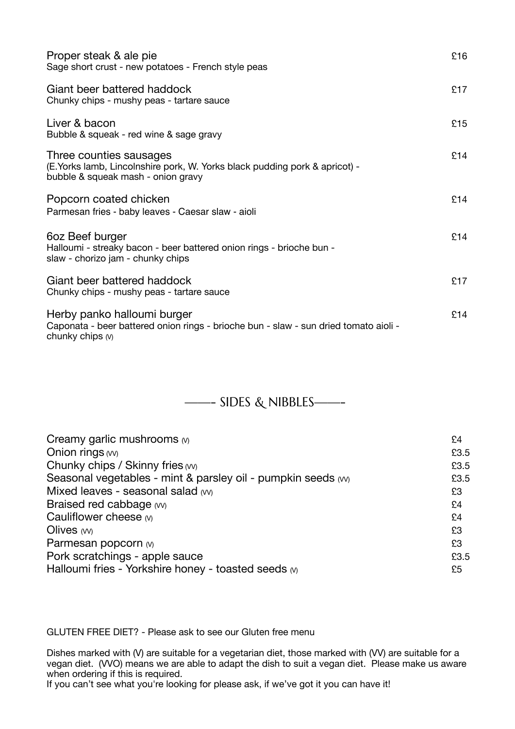Proper steak & ale pie £16
Sage short crust - new potatoes - French style peas

Giant beer battered haddock £17
Chunky chips - mushy peas - tartare sauce

Liver & bacon £15
Bubble & squeak - red wine & sage gravy

Three counties sausages £14
(E.Yorks lamb, Lincolnshire pork, W. Yorks black pudding pork & apricot) - bubble & squeak mash - onion gravy

Popcorn coated chicken £14
Parmesan fries - baby leaves - Caesar slaw - aioli

6oz Beef burger £14
Halloumi - streaky bacon - beer battered onion rings - brioche bun - slaw - chorizo jam - chunky chips

Giant beer battered haddock £17
Chunky chips - mushy peas - tartare sauce

Herby panko halloumi burger £14
Caponata - beer battered onion rings - brioche bun - slaw - sun dried tomato aioli - chunky chips (V)

## ——- SIDES & NIBBLES——-

| | |
|---|---|
| Creamy garlic mushrooms (V) | £4 |
| Onion rings (VV) | £3.5 |
| Chunky chips / Skinny fries (VV) | £3.5 |
| Seasonal vegetables - mint & parsley oil - pumpkin seeds (VV) | £3.5 |
| Mixed leaves - seasonal salad (VV) | £3 |
| Braised red cabbage (VV) | £4 |
| Cauliflower cheese (V) | £4 |
| Olives (VV) | £3 |
| Parmesan popcorn (V) | £3 |
| Pork scratchings - apple sauce | £3.5 |
| Halloumi fries - Yorkshire honey - toasted seeds (V) | £5 |

GLUTEN FREE DIET? - Please ask to see our Gluten free menu

Dishes marked with (V) are suitable for a vegetarian diet, those marked with (VV) are suitable for a vegan diet. (VVO) means we are able to adapt the dish to suit a vegan diet. Please make us aware when ordering if this is required.
If you can't see what you're looking for please ask, if we've got it you can have it!